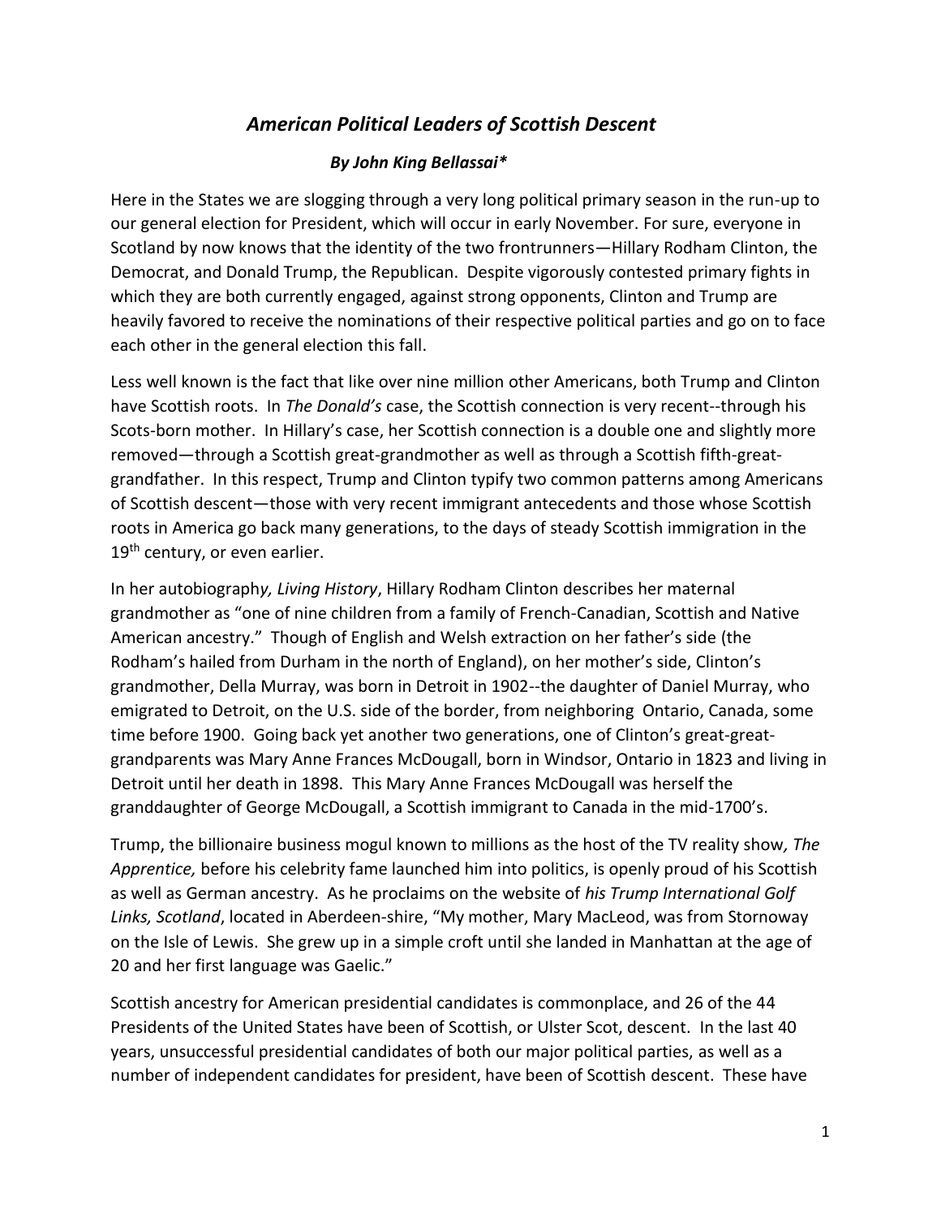# *American Political Leaders of Scottish Descent*

***By John King Bellassai****

Here in the States we are slogging through a very long political primary season in the run-up to our general election for President, which will occur in early November. For sure, everyone in Scotland by now knows that the identity of the two frontrunners—Hillary Rodham Clinton, the Democrat, and Donald Trump, the Republican. Despite vigorously contested primary fights in which they are both currently engaged, against strong opponents, Clinton and Trump are heavily favored to receive the nominations of their respective political parties and go on to face each other in the general election this fall.

Less well known is the fact that like over nine million other Americans, both Trump and Clinton have Scottish roots. In *The Donald's* case, the Scottish connection is very recent--through his Scots-born mother. In Hillary's case, her Scottish connection is a double one and slightly more removed—through a Scottish great-grandmother as well as through a Scottish fifth-great-grandfather. In this respect, Trump and Clinton typify two common patterns among Americans of Scottish descent—those with very recent immigrant antecedents and those whose Scottish roots in America go back many generations, to the days of steady Scottish immigration in the 19th century, or even earlier.

In her autobiograph*y, Living History*, Hillary Rodham Clinton describes her maternal grandmother as "one of nine children from a family of French-Canadian, Scottish and Native American ancestry." Though of English and Welsh extraction on her father's side (the Rodham's hailed from Durham in the north of England), on her mother's side, Clinton's grandmother, Della Murray, was born in Detroit in 1902--the daughter of Daniel Murray, who emigrated to Detroit, on the U.S. side of the border, from neighboring Ontario, Canada, some time before 1900. Going back yet another two generations, one of Clinton's great-great-grandparents was Mary Anne Frances McDougall, born in Windsor, Ontario in 1823 and living in Detroit until her death in 1898. This Mary Anne Frances McDougall was herself the granddaughter of George McDougall, a Scottish immigrant to Canada in the mid-1700's.

Trump, the billionaire business mogul known to millions as the host of the TV reality show*, The Apprentice,* before his celebrity fame launched him into politics, is openly proud of his Scottish as well as German ancestry. As he proclaims on the website of *his Trump International Golf Links, Scotland*, located in Aberdeen-shire, "My mother, Mary MacLeod, was from Stornoway on the Isle of Lewis. She grew up in a simple croft until she landed in Manhattan at the age of 20 and her first language was Gaelic."

Scottish ancestry for American presidential candidates is commonplace, and 26 of the 44 Presidents of the United States have been of Scottish, or Ulster Scot, descent. In the last 40 years, unsuccessful presidential candidates of both our major political parties, as well as a number of independent candidates for president, have been of Scottish descent. These have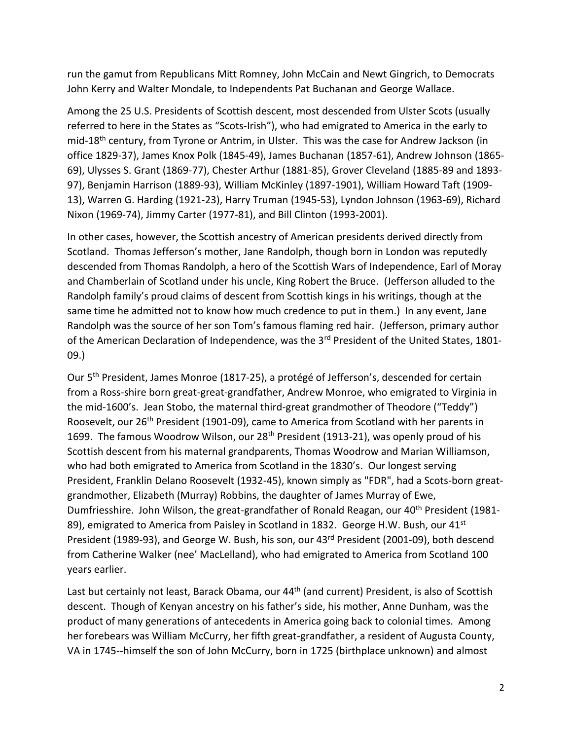run the gamut from Republicans Mitt Romney, John McCain and Newt Gingrich, to Democrats John Kerry and Walter Mondale, to Independents Pat Buchanan and George Wallace.

Among the 25 U.S. Presidents of Scottish descent, most descended from Ulster Scots (usually referred to here in the States as "Scots-Irish"), who had emigrated to America in the early to mid-18th century, from Tyrone or Antrim, in Ulster. This was the case for Andrew Jackson (in office 1829-37), James Knox Polk (1845-49), James Buchanan (1857-61), Andrew Johnson (1865-69), Ulysses S. Grant (1869-77), Chester Arthur (1881-85), Grover Cleveland (1885-89 and 1893-97), Benjamin Harrison (1889-93), William McKinley (1897-1901), William Howard Taft (1909-13), Warren G. Harding (1921-23), Harry Truman (1945-53), Lyndon Johnson (1963-69), Richard Nixon (1969-74), Jimmy Carter (1977-81), and Bill Clinton (1993-2001).

In other cases, however, the Scottish ancestry of American presidents derived directly from Scotland. Thomas Jefferson's mother, Jane Randolph, though born in London was reputedly descended from Thomas Randolph, a hero of the Scottish Wars of Independence, Earl of Moray and Chamberlain of Scotland under his uncle, King Robert the Bruce. (Jefferson alluded to the Randolph family's proud claims of descent from Scottish kings in his writings, though at the same time he admitted not to know how much credence to put in them.) In any event, Jane Randolph was the source of her son Tom's famous flaming red hair. (Jefferson, primary author of the American Declaration of Independence, was the 3rd President of the United States, 1801-09.)

Our 5th President, James Monroe (1817-25), a protégé of Jefferson's, descended for certain from a Ross-shire born great-great-grandfather, Andrew Monroe, who emigrated to Virginia in the mid-1600's. Jean Stobo, the maternal third-great grandmother of Theodore ("Teddy") Roosevelt, our 26th President (1901-09), came to America from Scotland with her parents in 1699. The famous Woodrow Wilson, our 28th President (1913-21), was openly proud of his Scottish descent from his maternal grandparents, Thomas Woodrow and Marian Williamson, who had both emigrated to America from Scotland in the 1830's. Our longest serving President, Franklin Delano Roosevelt (1932-45), known simply as "FDR", had a Scots-born great-grandmother, Elizabeth (Murray) Robbins, the daughter of James Murray of Ewe, Dumfriesshire. John Wilson, the great-grandfather of Ronald Reagan, our 40th President (1981-89), emigrated to America from Paisley in Scotland in 1832. George H.W. Bush, our 41st President (1989-93), and George W. Bush, his son, our 43rd President (2001-09), both descend from Catherine Walker (nee' MacLelland), who had emigrated to America from Scotland 100 years earlier.

Last but certainly not least, Barack Obama, our 44th (and current) President, is also of Scottish descent. Though of Kenyan ancestry on his father's side, his mother, Anne Dunham, was the product of many generations of antecedents in America going back to colonial times. Among her forebears was William McCurry, her fifth great-grandfather, a resident of Augusta County, VA in 1745--himself the son of John McCurry, born in 1725 (birthplace unknown) and almost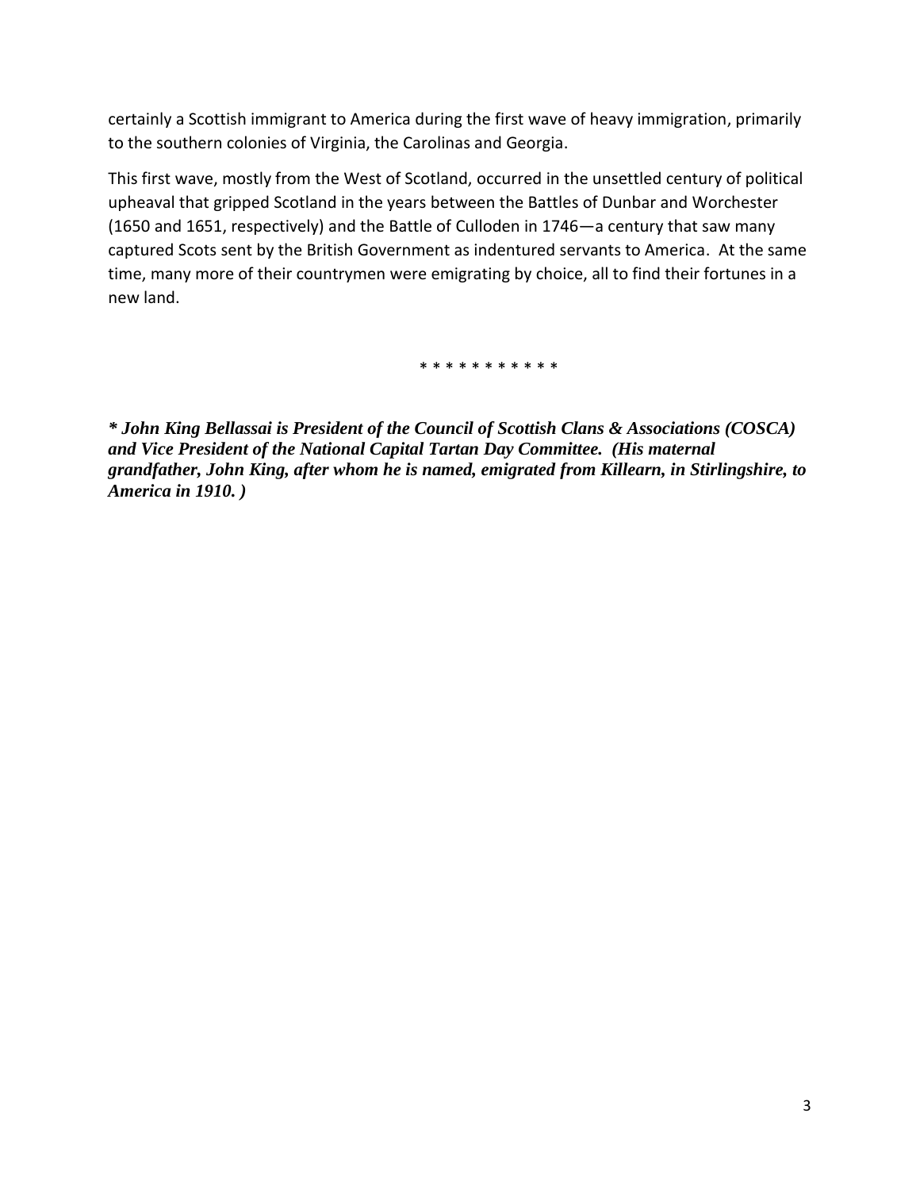certainly a Scottish immigrant to America during the first wave of heavy immigration, primarily to the southern colonies of Virginia, the Carolinas and Georgia.

This first wave, mostly from the West of Scotland, occurred in the unsettled century of political upheaval that gripped Scotland in the years between the Battles of Dunbar and Worchester (1650 and 1651, respectively) and the Battle of Culloden in 1746—a century that saw many captured Scots sent by the British Government as indentured servants to America. At the same time, many more of their countrymen were emigrating by choice, all to find their fortunes in a new land.

\* \* \* \* \* \* \* \* \* \* \*

***\* John King Bellassai is President of the Council of Scottish Clans & Associations (COSCA) and Vice President of the National Capital Tartan Day Committee. (His maternal grandfather, John King, after whom he is named, emigrated from Killearn, in Stirlingshire, to America in 1910. )***